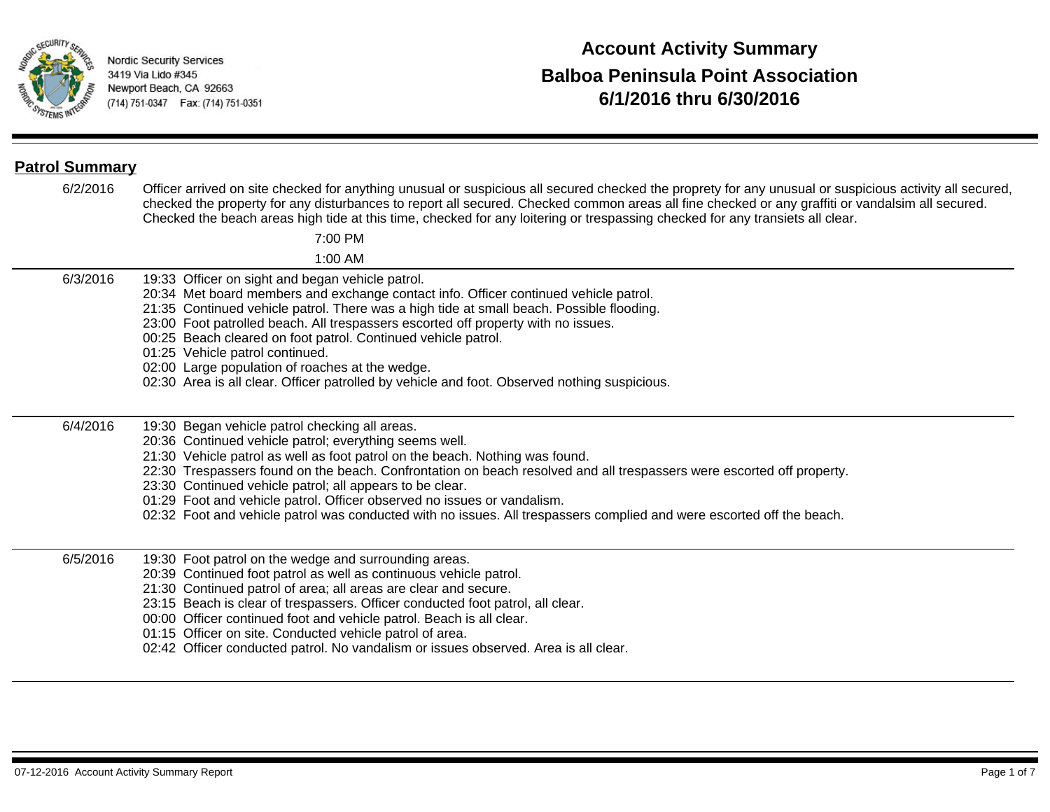Nordic Security Services
3419 Via Lido #345
Newport Beach, CA 92663
(714) 751-0347 Fax: (714) 751-0351

# Account Activity Summary
## Balboa Peninsula Point Association
## 6/1/2016 thru 6/30/2016

## Patrol Summary

**6/2/2016**

Officer arrived on site checked for anything unusual or suspicious all secured checked the proprety for any unusual or suspicious activity all secured, checked the property for any disturbances to report all secured. Checked common areas all fine checked or any graffiti or vandalsim all secured. Checked the beach areas high tide at this time, checked for any loitering or trespassing checked for any transiets all clear.

7:00 PM

1:00 AM

---

**6/3/2016**

19:33 Officer on sight and began vehicle patrol.
20:34 Met board members and exchange contact info. Officer continued vehicle patrol.
21:35 Continued vehicle patrol. There was a high tide at small beach. Possible flooding.
23:00 Foot patrolled beach. All trespassers escorted off property with no issues.
00:25 Beach cleared on foot patrol. Continued vehicle patrol.
01:25 Vehicle patrol continued.
02:00 Large population of roaches at the wedge.
02:30 Area is all clear. Officer patrolled by vehicle and foot. Observed nothing suspicious.

---

**6/4/2016**

19:30 Began vehicle patrol checking all areas.
20:36 Continued vehicle patrol; everything seems well.
21:30 Vehicle patrol as well as foot patrol on the beach. Nothing was found.
22:30 Trespassers found on the beach. Confrontation on beach resolved and all trespassers were escorted off property.
23:30 Continued vehicle patrol; all appears to be clear.
01:29 Foot and vehicle patrol. Officer observed no issues or vandalism.
02:32 Foot and vehicle patrol was conducted with no issues. All trespassers complied and were escorted off the beach.

---

**6/5/2016**

19:30 Foot patrol on the wedge and surrounding areas.
20:39 Continued foot patrol as well as continuous vehicle patrol.
21:30 Continued patrol of area; all areas are clear and secure.
23:15 Beach is clear of trespassers. Officer conducted foot patrol, all clear.
00:00 Officer continued foot and vehicle patrol. Beach is all clear.
01:15 Officer on site. Conducted vehicle patrol of area.
02:42 Officer conducted patrol. No vandalism or issues observed. Area is all clear.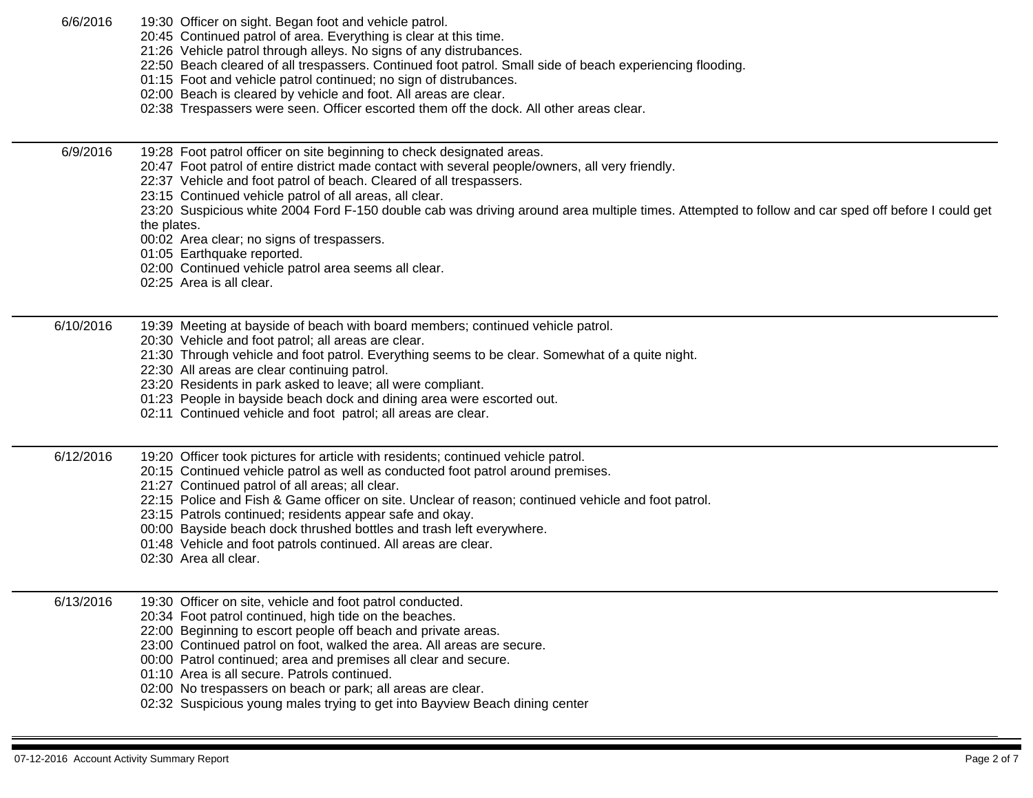| Date | Activity |
|---|---|
| 6/6/2016 | 19:30 Officer on sight. Began foot and vehicle patrol.<br>20:45 Continued patrol of area. Everything is clear at this time.<br>21:26 Vehicle patrol through alleys. No signs of any distrubances.<br>22:50 Beach cleared of all trespassers. Continued foot patrol. Small side of beach experiencing flooding.<br>01:15 Foot and vehicle patrol continued; no sign of distrubances.<br>02:00 Beach is cleared by vehicle and foot. All areas are clear.<br>02:38 Trespassers were seen. Officer escorted them off the dock. All other areas clear. |
| 6/9/2016 | 19:28 Foot patrol officer on site beginning to check designated areas.<br>20:47 Foot patrol of entire district made contact with several people/owners, all very friendly.<br>22:37 Vehicle and foot patrol of beach. Cleared of all trespassers.<br>23:15 Continued vehicle patrol of all areas, all clear.<br>23:20 Suspicious white 2004 Ford F-150 double cab was driving around area multiple times. Attempted to follow and car sped off before I could get the plates.<br>00:02 Area clear; no signs of trespassers.<br>01:05 Earthquake reported.<br>02:00 Continued vehicle patrol area seems all clear.<br>02:25 Area is all clear. |
| 6/10/2016 | 19:39 Meeting at bayside of beach with board members; continued vehicle patrol.<br>20:30 Vehicle and foot patrol; all areas are clear.<br>21:30 Through vehicle and foot patrol. Everything seems to be clear. Somewhat of a quite night.<br>22:30 All areas are clear continuing patrol.<br>23:20 Residents in park asked to leave; all were compliant.<br>01:23 People in bayside beach dock and dining area were escorted out.<br>02:11 Continued vehicle and foot patrol; all areas are clear. |
| 6/12/2016 | 19:20 Officer took pictures for article with residents; continued vehicle patrol.<br>20:15 Continued vehicle patrol as well as conducted foot patrol around premises.<br>21:27 Continued patrol of all areas; all clear.<br>22:15 Police and Fish & Game officer on site. Unclear of reason; continued vehicle and foot patrol.<br>23:15 Patrols continued; residents appear safe and okay.<br>00:00 Bayside beach dock thrushed bottles and trash left everywhere.<br>01:48 Vehicle and foot patrols continued. All areas are clear.<br>02:30 Area all clear. |
| 6/13/2016 | 19:30 Officer on site, vehicle and foot patrol conducted.<br>20:34 Foot patrol continued, high tide on the beaches.<br>22:00 Beginning to escort people off beach and private areas.<br>23:00 Continued patrol on foot, walked the area. All areas are secure.<br>00:00 Patrol continued; area and premises all clear and secure.<br>01:10 Area is all secure. Patrols continued.<br>02:00 No trespassers on beach or park; all areas are clear.<br>02:32 Suspicious young males trying to get into Bayview Beach dining center |

07-12-2016 Account Activity Summary Report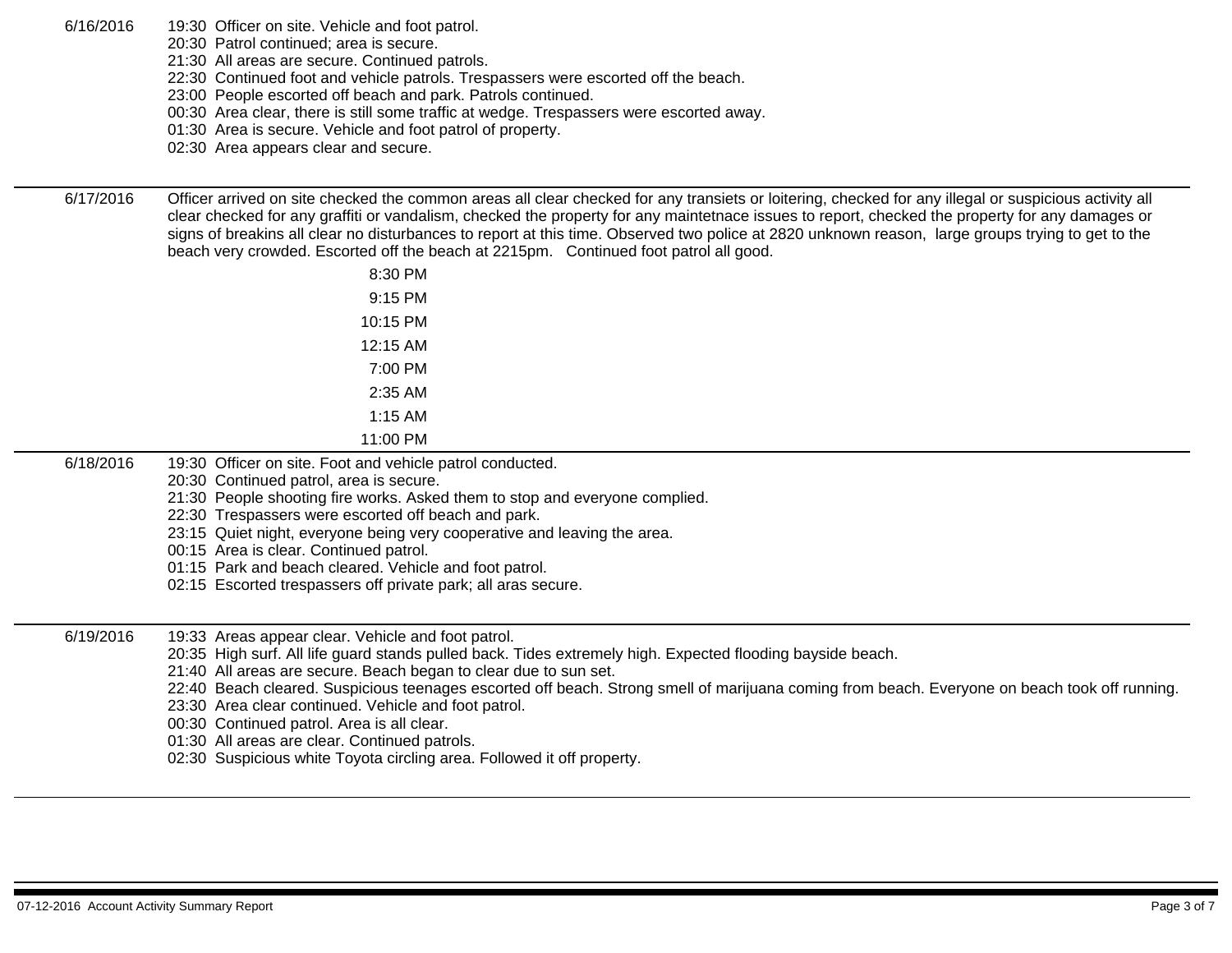| Date | Activity |
|---|---|
| 6/16/2016 | 19:30 Officer on site. Vehicle and foot patrol.<br>20:30 Patrol continued; area is secure.<br>21:30 All areas are secure. Continued patrols.<br>22:30 Continued foot and vehicle patrols. Trespassers were escorted off the beach.<br>23:00 People escorted off beach and park. Patrols continued.<br>00:30 Area clear, there is still some traffic at wedge. Trespassers were escorted away.<br>01:30 Area is secure. Vehicle and foot patrol of property.<br>02:30 Area appears clear and secure. |
| 6/17/2016 | Officer arrived on site checked the common areas all clear checked for any transiets or loitering, checked for any illegal or suspicious activity all clear checked for any graffiti or vandalism, checked the property for any maintetnace issues to report, checked the property for any damages or signs of breakins all clear no disturbances to report at this time. Observed two police at 2820 unknown reason, large groups trying to get to the beach very crowded. Escorted off the beach at 2215pm. Continued foot patrol all good.<br>8:30 PM<br>9:15 PM<br>10:15 PM<br>12:15 AM<br>7:00 PM<br>2:35 AM<br>1:15 AM<br>11:00 PM |
| 6/18/2016 | 19:30 Officer on site. Foot and vehicle patrol conducted.<br>20:30 Continued patrol, area is secure.<br>21:30 People shooting fire works. Asked them to stop and everyone complied.<br>22:30 Trespassers were escorted off beach and park.<br>23:15 Quiet night, everyone being very cooperative and leaving the area.<br>00:15 Area is clear. Continued patrol.<br>01:15 Park and beach cleared. Vehicle and foot patrol.<br>02:15 Escorted trespassers off private park; all aras secure. |
| 6/19/2016 | 19:33 Areas appear clear. Vehicle and foot patrol.<br>20:35 High surf. All life guard stands pulled back. Tides extremely high. Expected flooding bayside beach.<br>21:40 All areas are secure. Beach began to clear due to sun set.<br>22:40 Beach cleared. Suspicious teenages escorted off beach. Strong smell of marijuana coming from beach. Everyone on beach took off running.<br>23:30 Area clear continued. Vehicle and foot patrol.<br>00:30 Continued patrol. Area is all clear.<br>01:30 All areas are clear. Continued patrols.<br>02:30 Suspicious white Toyota circling area. Followed it off property. |

07-12-2016 Account Activity Summary Report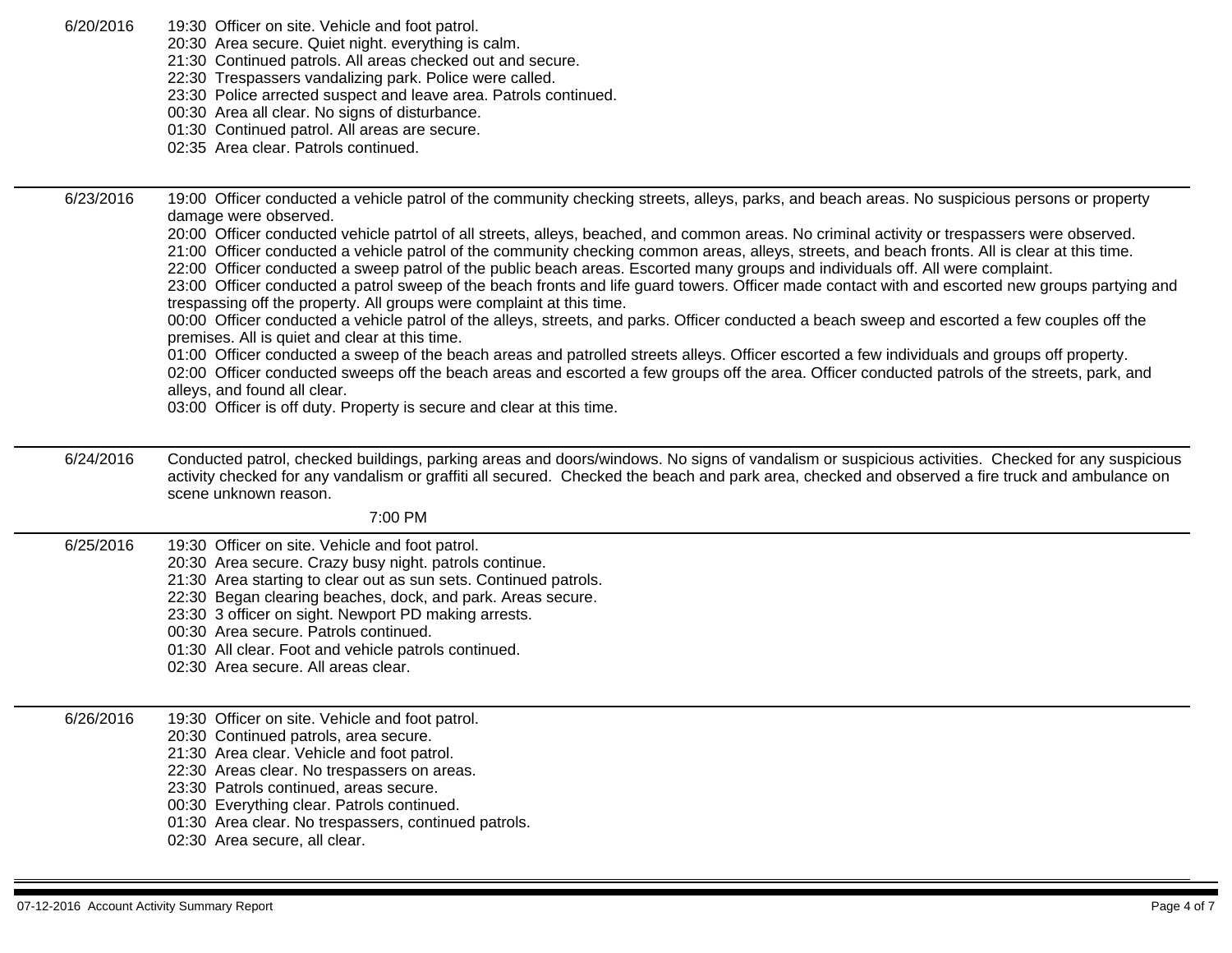6/20/2016

19:30 Officer on site. Vehicle and foot patrol.
20:30 Area secure. Quiet night. everything is calm.
21:30 Continued patrols. All areas checked out and secure.
22:30 Trespassers vandalizing park. Police were called.
23:30 Police arrected suspect and leave area. Patrols continued.
00:30 Area all clear. No signs of disturbance.
01:30 Continued patrol. All areas are secure.
02:35 Area clear. Patrols continued.

---

6/23/2016

19:00 Officer conducted a vehicle patrol of the community checking streets, alleys, parks, and beach areas. No suspicious persons or property damage were observed.
20:00 Officer conducted vehicle patrtol of all streets, alleys, beached, and common areas. No criminal activity or trespassers were observed.
21:00 Officer conducted a vehicle patrol of the community checking common areas, alleys, streets, and beach fronts. All is clear at this time.
22:00 Officer conducted a sweep patrol of the public beach areas. Escorted many groups and individuals off. All were complaint.
23:00 Officer conducted a patrol sweep of the beach fronts and life guard towers. Officer made contact with and escorted new groups partying and trespassing off the property. All groups were complaint at this time.
00:00 Officer conducted a vehicle patrol of the alleys, streets, and parks. Officer conducted a beach sweep and escorted a few couples off the premises. All is quiet and clear at this time.
01:00 Officer conducted a sweep of the beach areas and patrolled streets alleys. Officer escorted a few individuals and groups off property.
02:00 Officer conducted sweeps off the beach areas and escorted a few groups off the area. Officer conducted patrols of the streets, park, and alleys, and found all clear.
03:00 Officer is off duty. Property is secure and clear at this time.

---

6/24/2016

Conducted patrol, checked buildings, parking areas and doors/windows. No signs of vandalism or suspicious activities. Checked for any suspicious activity checked for any vandalism or graffiti all secured. Checked the beach and park area, checked and observed a fire truck and ambulance on scene unknown reason.

7:00 PM

---

6/25/2016

19:30 Officer on site. Vehicle and foot patrol.
20:30 Area secure. Crazy busy night. patrols continue.
21:30 Area starting to clear out as sun sets. Continued patrols.
22:30 Began clearing beaches, dock, and park. Areas secure.
23:30 3 officer on sight. Newport PD making arrests.
00:30 Area secure. Patrols continued.
01:30 All clear. Foot and vehicle patrols continued.
02:30 Area secure. All areas clear.

---

6/26/2016

19:30 Officer on site. Vehicle and foot patrol.
20:30 Continued patrols, area secure.
21:30 Area clear. Vehicle and foot patrol.
22:30 Areas clear. No trespassers on areas.
23:30 Patrols continued, areas secure.
00:30 Everything clear. Patrols continued.
01:30 Area clear. No trespassers, continued patrols.
02:30 Area secure, all clear.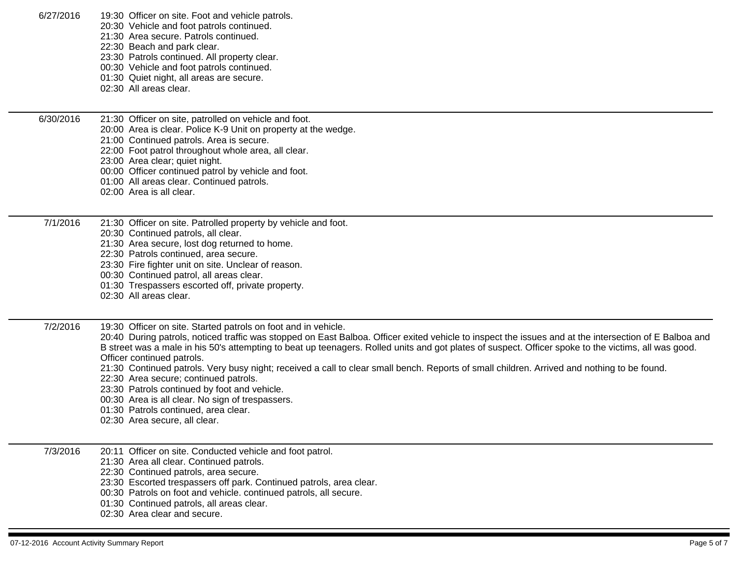**6/27/2016**

19:30 Officer on site. Foot and vehicle patrols.
20:30 Vehicle and foot patrols continued.
21:30 Area secure. Patrols continued.
22:30 Beach and park clear.
23:30 Patrols continued. All property clear.
00:30 Vehicle and foot patrols continued.
01:30 Quiet night, all areas are secure.
02:30 All areas clear.

---

**6/30/2016**

21:30 Officer on site, patrolled on vehicle and foot.
20:00 Area is clear. Police K-9 Unit on property at the wedge.
21:00 Continued patrols. Area is secure.
22:00 Foot patrol throughout whole area, all clear.
23:00 Area clear; quiet night.
00:00 Officer continued patrol by vehicle and foot.
01:00 All areas clear. Continued patrols.
02:00 Area is all clear.

---

**7/1/2016**

21:30 Officer on site. Patrolled property by vehicle and foot.
20:30 Continued patrols, all clear.
21:30 Area secure, lost dog returned to home.
22:30 Patrols continued, area secure.
23:30 Fire fighter unit on site. Unclear of reason.
00:30 Continued patrol, all areas clear.
01:30 Trespassers escorted off, private property.
02:30 All areas clear.

---

**7/2/2016**

19:30 Officer on site. Started patrols on foot and in vehicle.
20:40 During patrols, noticed traffic was stopped on East Balboa. Officer exited vehicle to inspect the issues and at the intersection of E Balboa and B street was a male in his 50's attempting to beat up teenagers. Rolled units and got plates of suspect. Officer spoke to the victims, all was good. Officer continued patrols.
21:30 Continued patrols. Very busy night; received a call to clear small bench. Reports of small children. Arrived and nothing to be found.
22:30 Area secure; continued patrols.
23:30 Patrols continued by foot and vehicle.
00:30 Area is all clear. No sign of trespassers.
01:30 Patrols continued, area clear.
02:30 Area secure, all clear.

---

**7/3/2016**

20:11 Officer on site. Conducted vehicle and foot patrol.
21:30 Area all clear. Continued patrols.
22:30 Continued patrols, area secure.
23:30 Escorted trespassers off park. Continued patrols, area clear.
00:30 Patrols on foot and vehicle. continued patrols, all secure.
01:30 Continued patrols, all areas clear.
02:30 Area clear and secure.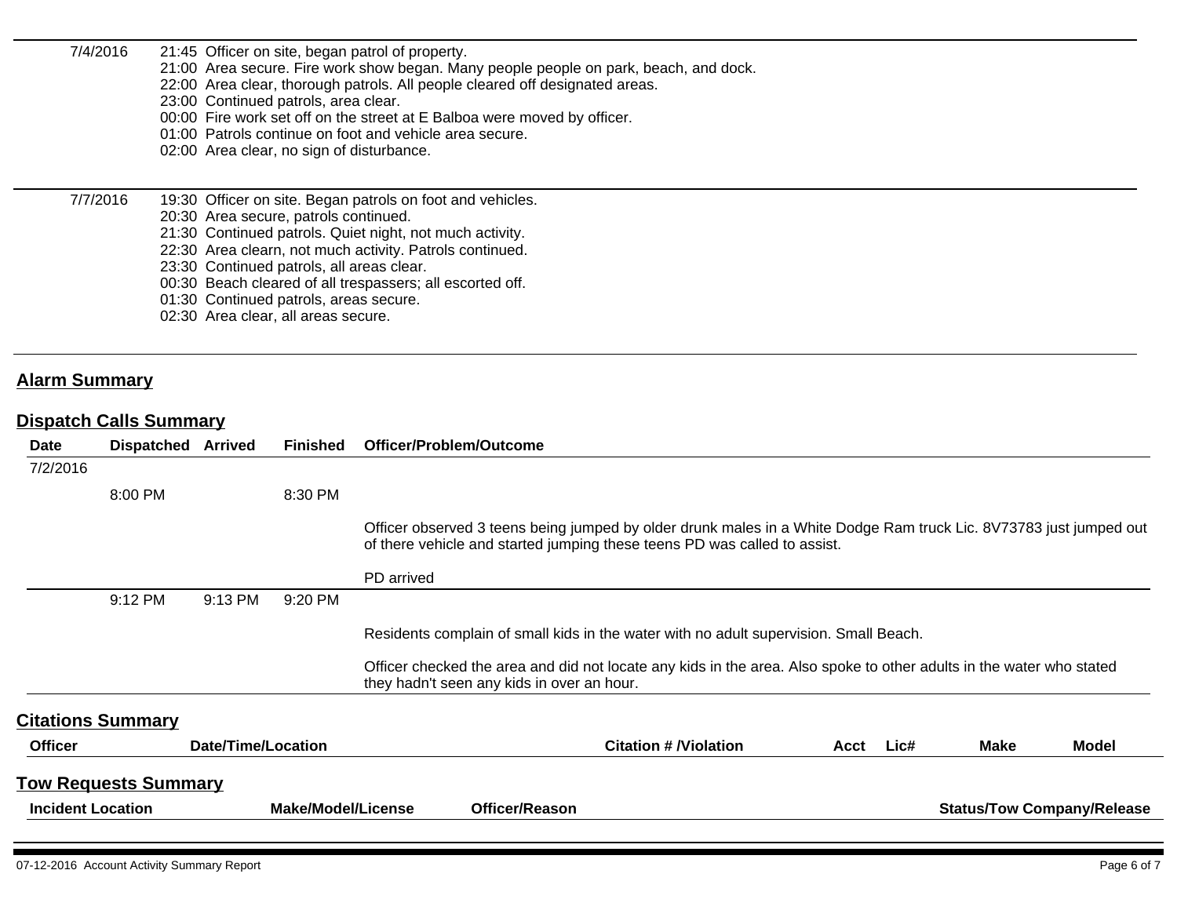| | |
|---|---|
| 7/4/2016 | 21:45 Officer on site, began patrol of property.<br>21:00 Area secure. Fire work show began. Many people people on park, beach, and dock.<br>22:00 Area clear, thorough patrols. All people cleared off designated areas.<br>23:00 Continued patrols, area clear.<br>00:00 Fire work set off on the street at E Balboa were moved by officer.<br>01:00 Patrols continue on foot and vehicle area secure.<br>02:00 Area clear, no sign of disturbance. |
| 7/7/2016 | 19:30 Officer on site. Began patrols on foot and vehicles.<br>20:30 Area secure, patrols continued.<br>21:30 Continued patrols. Quiet night, not much activity.<br>22:30 Area clearn, not much activity. Patrols continued.<br>23:30 Continued patrols, all areas clear.<br>00:30 Beach cleared of all trespassers; all escorted off.<br>01:30 Continued patrols, areas secure.<br>02:30 Area clear, all areas secure. |

## Alarm Summary

## Dispatch Calls Summary

| Date | Dispatched | Arrived | Finished | Officer/Problem/Outcome |
|---|---|---|---|---|
| 7/2/2016 | | | | |
| | 8:00 PM | | 8:30 PM | Officer observed 3 teens being jumped by older drunk males in a White Dodge Ram truck Lic. 8V73783 just jumped out of there vehicle and started jumping these teens PD was called to assist.<br><br>PD arrived |
| | 9:12 PM | 9:13 PM | 9:20 PM | Residents complain of small kids in the water with no adult supervision. Small Beach.<br><br>Officer checked the area and did not locate any kids in the area. Also spoke to other adults in the water who stated they hadn't seen any kids in over an hour. |

## Citations Summary

| Officer | Date/Time/Location | Citation # /Violation | Acct | Lic# | Make | Model |
|---|---|---|---|---|---|---|

## Tow Requests Summary

| Incident Location | Make/Model/License | Officer/Reason | Status/Tow Company/Release |
|---|---|---|---|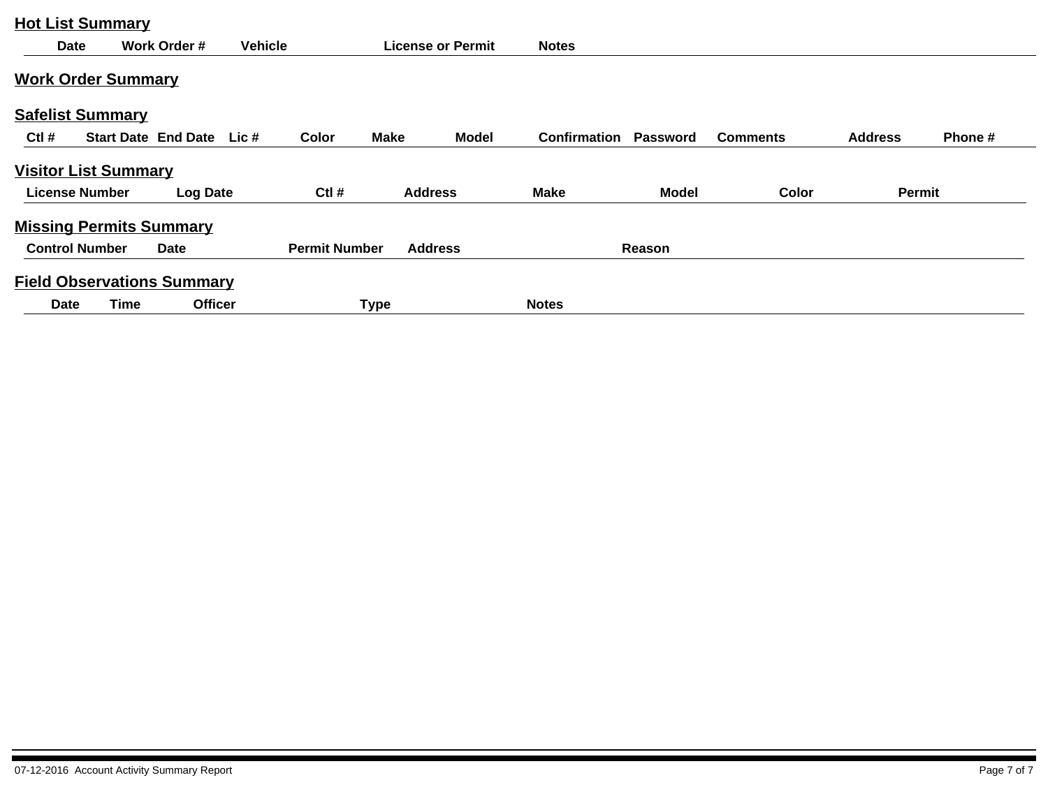## Hot List Summary

| Date | Work Order # | Vehicle | License or Permit | Notes |
|---|---|---|---|---|

## Work Order Summary

## Safelist Summary

| Ctl # | Start Date | End Date | Lic # | Color | Make | Model | Confirmation | Password | Comments | Address | Phone # |
|---|---|---|---|---|---|---|---|---|---|---|---|

## Visitor List Summary

| License Number | Log Date | Ctl # | Address | Make | Model | Color | Permit |
|---|---|---|---|---|---|---|---|

## Missing Permits Summary

| Control Number | Date | Permit Number | Address | Reason |
|---|---|---|---|---|

## Field Observations Summary

| Date | Time | Officer | Type | Notes |
|---|---|---|---|---|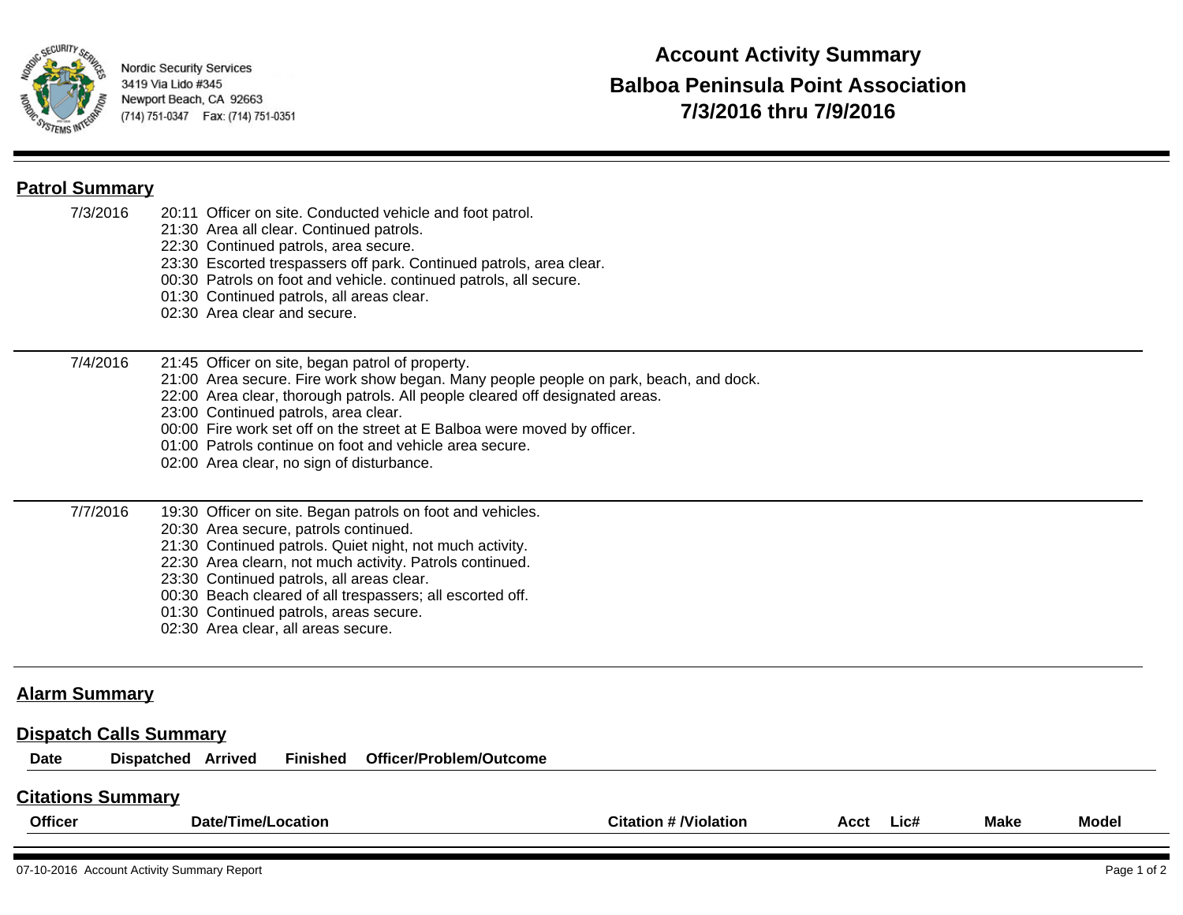Nordic Security Services
3419 Via Lido #345
Newport Beach, CA 92663
(714) 751-0347 Fax: (714) 751-0351

# Account Activity Summary
# Balboa Peninsula Point Association
# 7/3/2016 thru 7/9/2016

## Patrol Summary

**7/3/2016**

20:11 Officer on site. Conducted vehicle and foot patrol.
21:30 Area all clear. Continued patrols.
22:30 Continued patrols, area secure.
23:30 Escorted trespassers off park. Continued patrols, area clear.
00:30 Patrols on foot and vehicle. continued patrols, all secure.
01:30 Continued patrols, all areas clear.
02:30 Area clear and secure.

**7/4/2016**

21:45 Officer on site, began patrol of property.
21:00 Area secure. Fire work show began. Many people people on park, beach, and dock.
22:00 Area clear, thorough patrols. All people cleared off designated areas.
23:00 Continued patrols, area clear.
00:00 Fire work set off on the street at E Balboa were moved by officer.
01:00 Patrols continue on foot and vehicle area secure.
02:00 Area clear, no sign of disturbance.

**7/7/2016**

19:30 Officer on site. Began patrols on foot and vehicles.
20:30 Area secure, patrols continued.
21:30 Continued patrols. Quiet night, not much activity.
22:30 Area clearn, not much activity. Patrols continued.
23:30 Continued patrols, all areas clear.
00:30 Beach cleared of all trespassers; all escorted off.
01:30 Continued patrols, areas secure.
02:30 Area clear, all areas secure.

## Alarm Summary

## Dispatch Calls Summary

| Date | Dispatched | Arrived | Finished | Officer/Problem/Outcome |
|---|---|---|---|---|

## Citations Summary

| Officer | Date/Time/Location | Citation # /Violation | Acct | Lic# | Make | Model |
|---|---|---|---|---|---|---|

07-10-2016 Account Activity Summary Report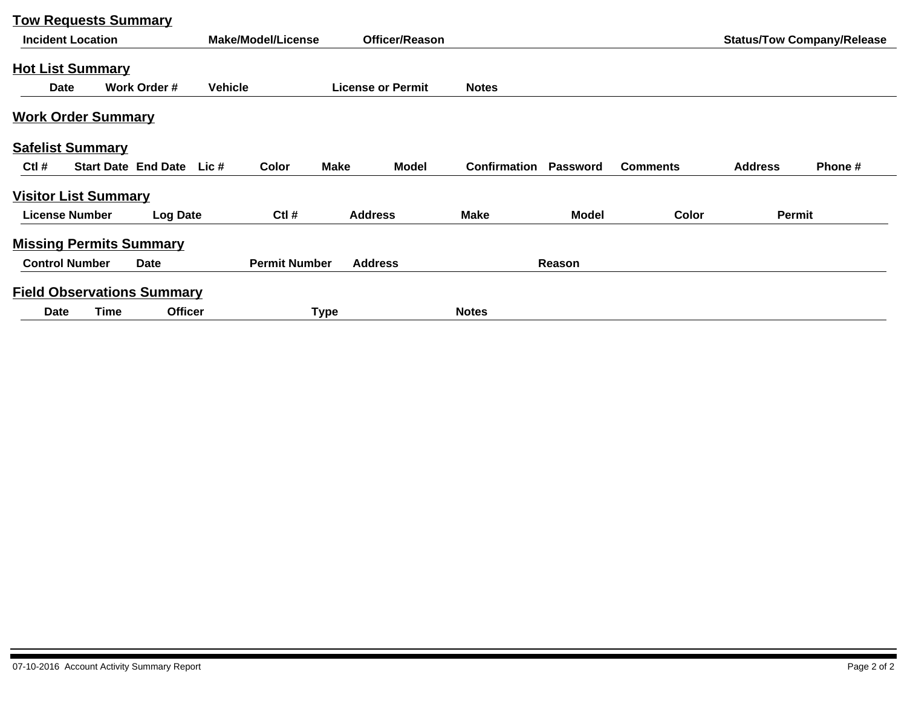## Tow Requests Summary

| Incident Location | Make/Model/License | Officer/Reason | Status/Tow Company/Release |
|---|---|---|---|

## Hot List Summary

| Date | Work Order # | Vehicle | License or Permit | Notes |
|---|---|---|---|---|

## Work Order Summary

## Safelist Summary

| Ctl # | Start Date | End Date | Lic # | Color | Make | Model | Confirmation | Password | Comments | Address | Phone # |
|---|---|---|---|---|---|---|---|---|---|---|---|

## Visitor List Summary

| License Number | Log Date | Ctl # | Address | Make | Model | Color | Permit |
|---|---|---|---|---|---|---|---|

## Missing Permits Summary

| Control Number | Date | Permit Number | Address | Reason |
|---|---|---|---|---|

## Field Observations Summary

| Date | Time | Officer | Type | Notes |
|---|---|---|---|---|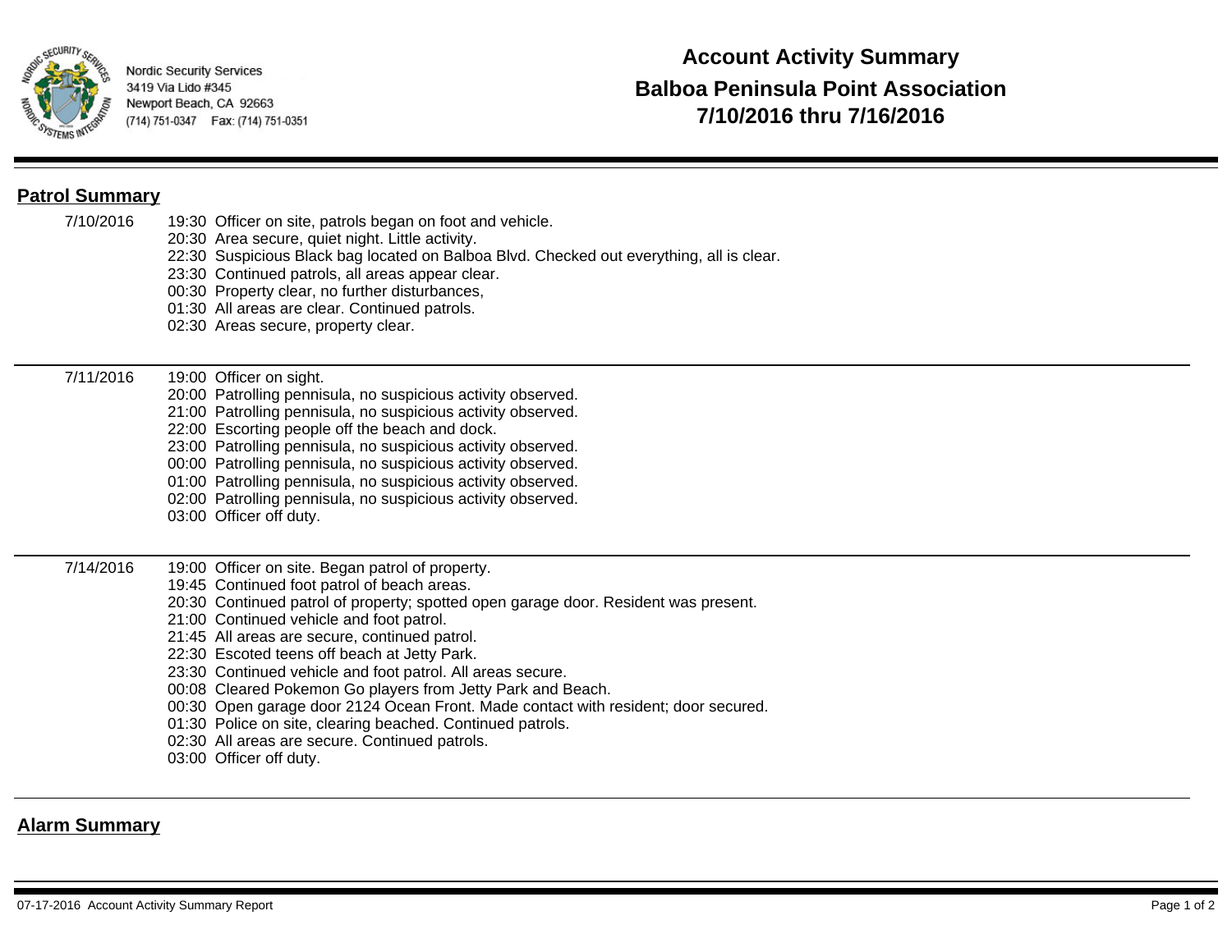Nordic Security Services
3419 Via Lido #345
Newport Beach, CA 92663
(714) 751-0347 Fax: (714) 751-0351

# Account Activity Summary
# Balboa Peninsula Point Association
# 7/10/2016 thru 7/16/2016

## Patrol Summary

**7/10/2016**

19:30 Officer on site, patrols began on foot and vehicle.
20:30 Area secure, quiet night. Little activity.
22:30 Suspicious Black bag located on Balboa Blvd. Checked out everything, all is clear.
23:30 Continued patrols, all areas appear clear.
00:30 Property clear, no further disturbances,
01:30 All areas are clear. Continued patrols.
02:30 Areas secure, property clear.

**7/11/2016**

19:00 Officer on sight.
20:00 Patrolling pennisula, no suspicious activity observed.
21:00 Patrolling pennisula, no suspicious activity observed.
22:00 Escorting people off the beach and dock.
23:00 Patrolling pennisula, no suspicious activity observed.
00:00 Patrolling pennisula, no suspicious activity observed.
01:00 Patrolling pennisula, no suspicious activity observed.
02:00 Patrolling pennisula, no suspicious activity observed.
03:00 Officer off duty.

**7/14/2016**

19:00 Officer on site. Began patrol of property.
19:45 Continued foot patrol of beach areas.
20:30 Continued patrol of property; spotted open garage door. Resident was present.
21:00 Continued vehicle and foot patrol.
21:45 All areas are secure, continued patrol.
22:30 Escoted teens off beach at Jetty Park.
23:30 Continued vehicle and foot patrol. All areas secure.
00:08 Cleared Pokemon Go players from Jetty Park and Beach.
00:30 Open garage door 2124 Ocean Front. Made contact with resident; door secured.
01:30 Police on site, clearing beached. Continued patrols.
02:30 All areas are secure. Continued patrols.
03:00 Officer off duty.

## Alarm Summary

07-17-2016 Account Activity Summary Report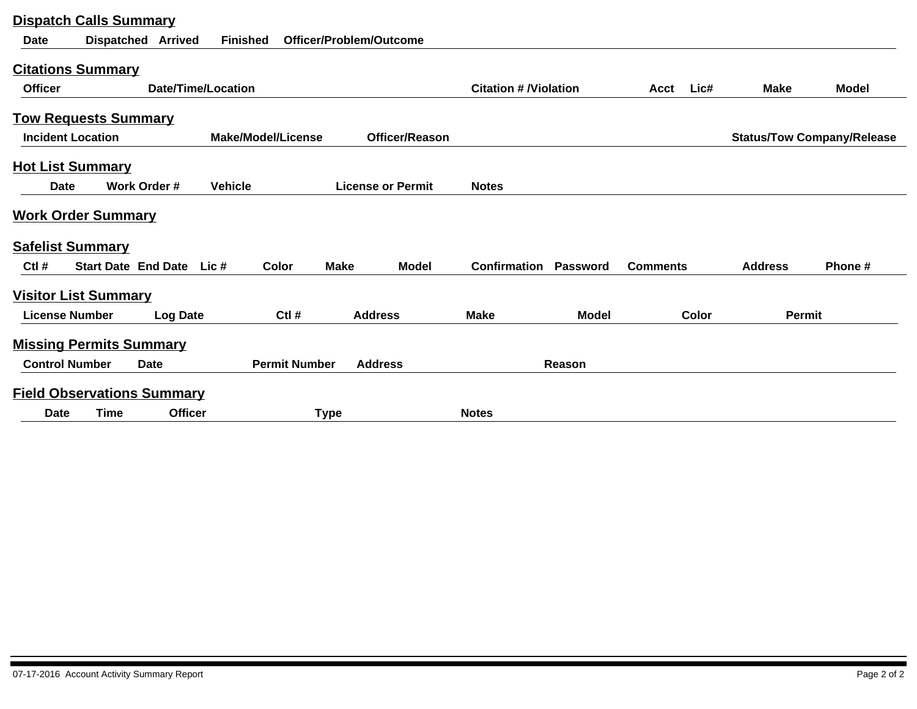## Dispatch Calls Summary

| Date | Dispatched | Arrived | Finished | Officer/Problem/Outcome |
|---|---|---|---|---|

## Citations Summary

| Officer | Date/Time/Location | Citation # /Violation | Acct | Lic# | Make | Model |
|---|---|---|---|---|---|---|

## Tow Requests Summary

| Incident Location | Make/Model/License | Officer/Reason | Status/Tow Company/Release |
|---|---|---|---|

## Hot List Summary

| Date | Work Order # | Vehicle | License or Permit | Notes |
|---|---|---|---|---|

## Work Order Summary

## Safelist Summary

| Ctl # | Start Date | End Date | Lic # | Color | Make | Model | Confirmation | Password | Comments | Address | Phone # |
|---|---|---|---|---|---|---|---|---|---|---|---|

## Visitor List Summary

| License Number | Log Date | Ctl # | Address | Make | Model | Color | Permit |
|---|---|---|---|---|---|---|---|

## Missing Permits Summary

| Control Number | Date | Permit Number | Address | Reason |
|---|---|---|---|---|

## Field Observations Summary

| Date | Time | Officer | Type | Notes |
|---|---|---|---|---|

07-17-2016 Account Activity Summary Report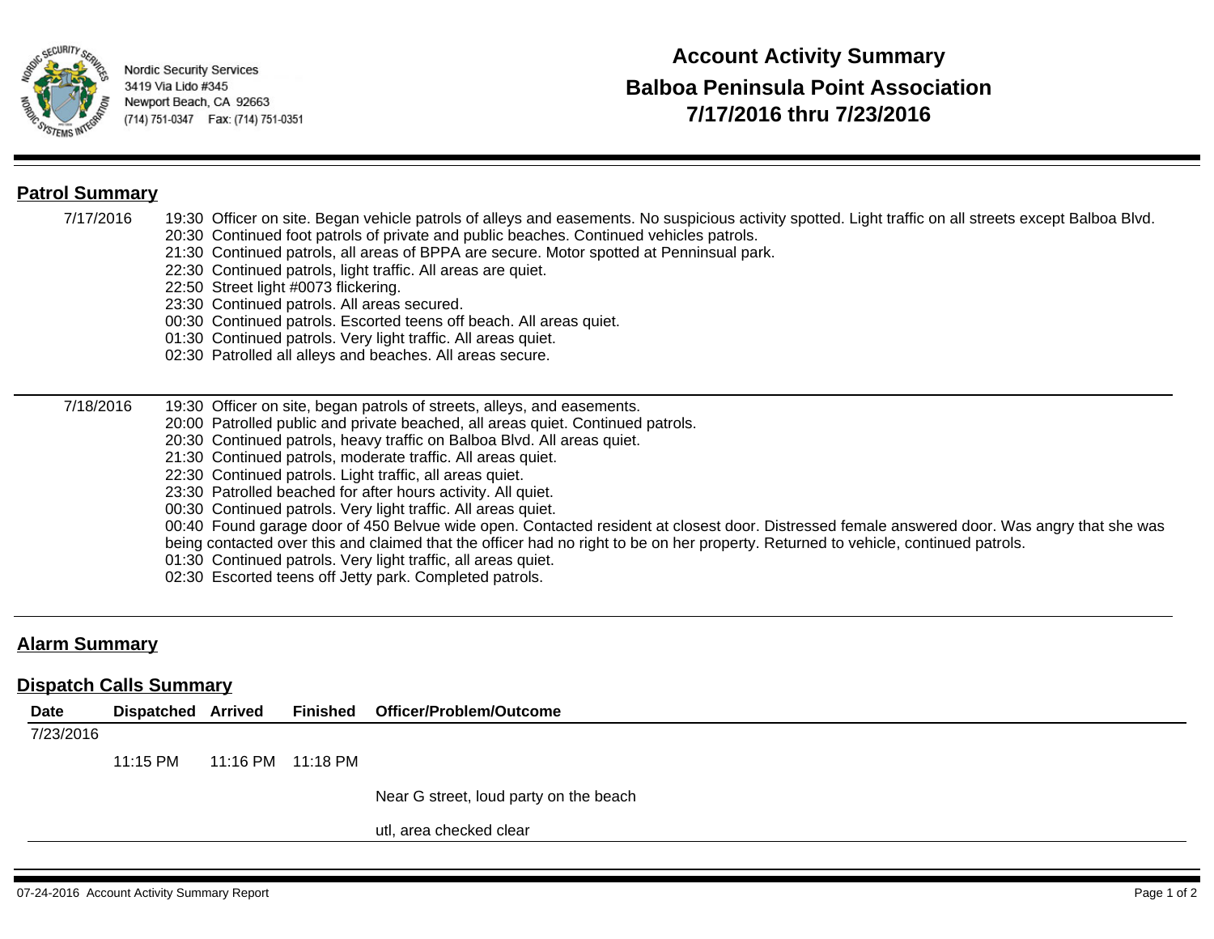Nordic Security Services
3419 Via Lido #345
Newport Beach, CA 92663
(714) 751-0347 Fax: (714) 751-0351

# Account Activity Summary
## Balboa Peninsula Point Association
## 7/17/2016 thru 7/23/2016

## Patrol Summary

**7/17/2016**

19:30 Officer on site. Began vehicle patrols of alleys and easements. No suspicious activity spotted. Light traffic on all streets except Balboa Blvd.
20:30 Continued foot patrols of private and public beaches. Continued vehicles patrols.
21:30 Continued patrols, all areas of BPPA are secure. Motor spotted at Penninsual park.
22:30 Continued patrols, light traffic. All areas are quiet.
22:50 Street light #0073 flickering.
23:30 Continued patrols. All areas secured.
00:30 Continued patrols. Escorted teens off beach. All areas quiet.
01:30 Continued patrols. Very light traffic. All areas quiet.
02:30 Patrolled all alleys and beaches. All areas secure.

**7/18/2016**

19:30 Officer on site, began patrols of streets, alleys, and easements.
20:00 Patrolled public and private beached, all areas quiet. Continued patrols.
20:30 Continued patrols, heavy traffic on Balboa Blvd. All areas quiet.
21:30 Continued patrols, moderate traffic. All areas quiet.
22:30 Continued patrols. Light traffic, all areas quiet.
23:30 Patrolled beached for after hours activity. All quiet.
00:30 Continued patrols. Very light traffic. All areas quiet.
00:40 Found garage door of 450 Belvue wide open. Contacted resident at closest door. Distressed female answered door. Was angry that she was being contacted over this and claimed that the officer had no right to be on her property. Returned to vehicle, continued patrols.
01:30 Continued patrols. Very light traffic, all areas quiet.
02:30 Escorted teens off Jetty park. Completed patrols.

## Alarm Summary

## Dispatch Calls Summary

| Date | Dispatched | Arrived | Finished | Officer/Problem/Outcome |
|---|---|---|---|---|
| 7/23/2016 | | | | |
| | 11:15 PM | 11:16 PM | 11:18 PM | |
| | | | | Near G street, loud party on the beach |
| | | | | utl, area checked clear |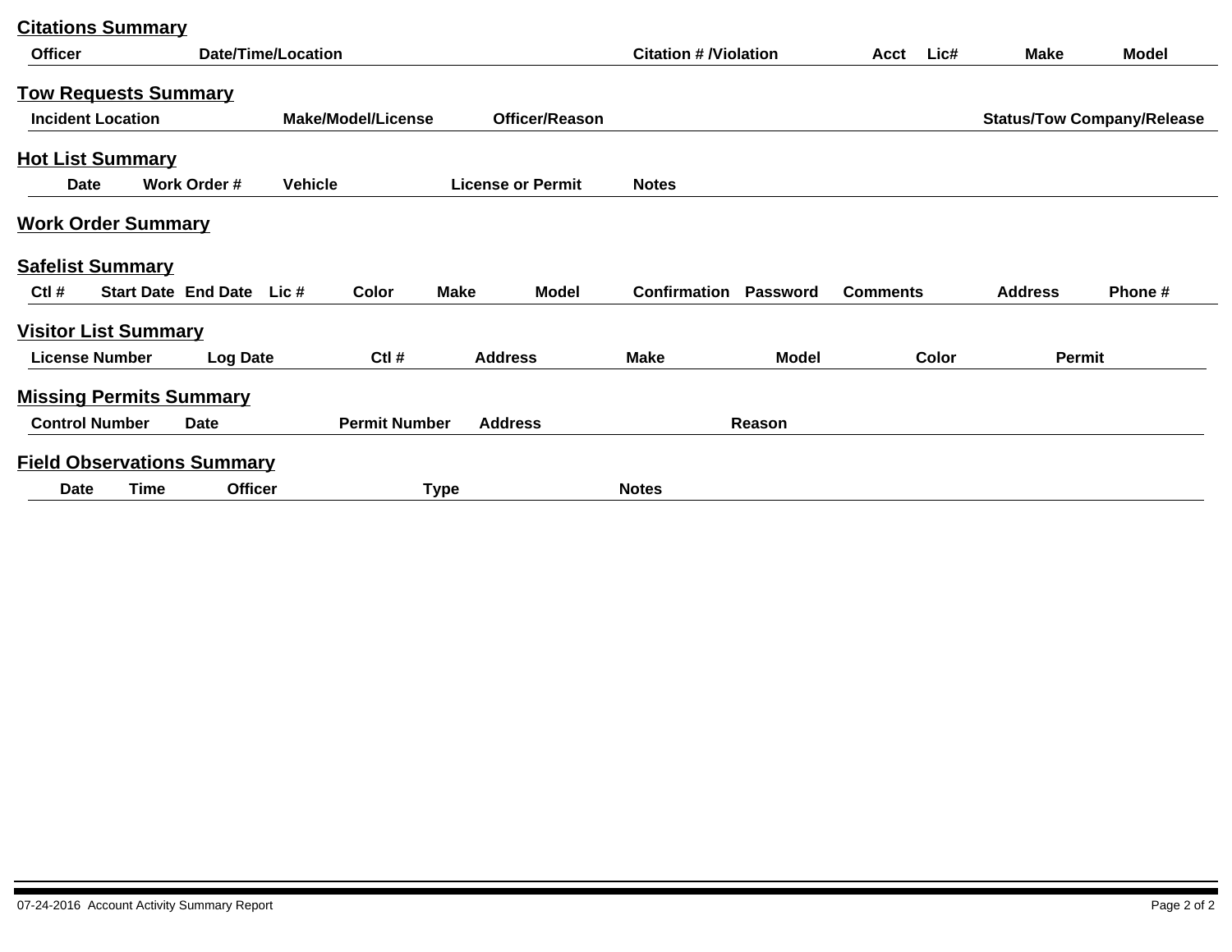## Citations Summary

| Officer | Date/Time/Location | Citation # /Violation | Acct | Lic# | Make | Model |
|---|---|---|---|---|---|---|

## Tow Requests Summary

| Incident Location | Make/Model/License | Officer/Reason | Status/Tow Company/Release |
|---|---|---|---|

## Hot List Summary

| Date | Work Order # | Vehicle | License or Permit | Notes |
|---|---|---|---|---|

## Work Order Summary

## Safelist Summary

| Ctl # | Start Date | End Date | Lic # | Color | Make | Model | Confirmation | Password | Comments | Address | Phone # |
|---|---|---|---|---|---|---|---|---|---|---|---|

## Visitor List Summary

| License Number | Log Date | Ctl # | Address | Make | Model | Color | Permit |
|---|---|---|---|---|---|---|---|

## Missing Permits Summary

| Control Number | Date | Permit Number | Address | Reason |
|---|---|---|---|---|

## Field Observations Summary

| Date | Time | Officer | Type | Notes |
|---|---|---|---|---|

07-24-2016 Account Activity Summary Report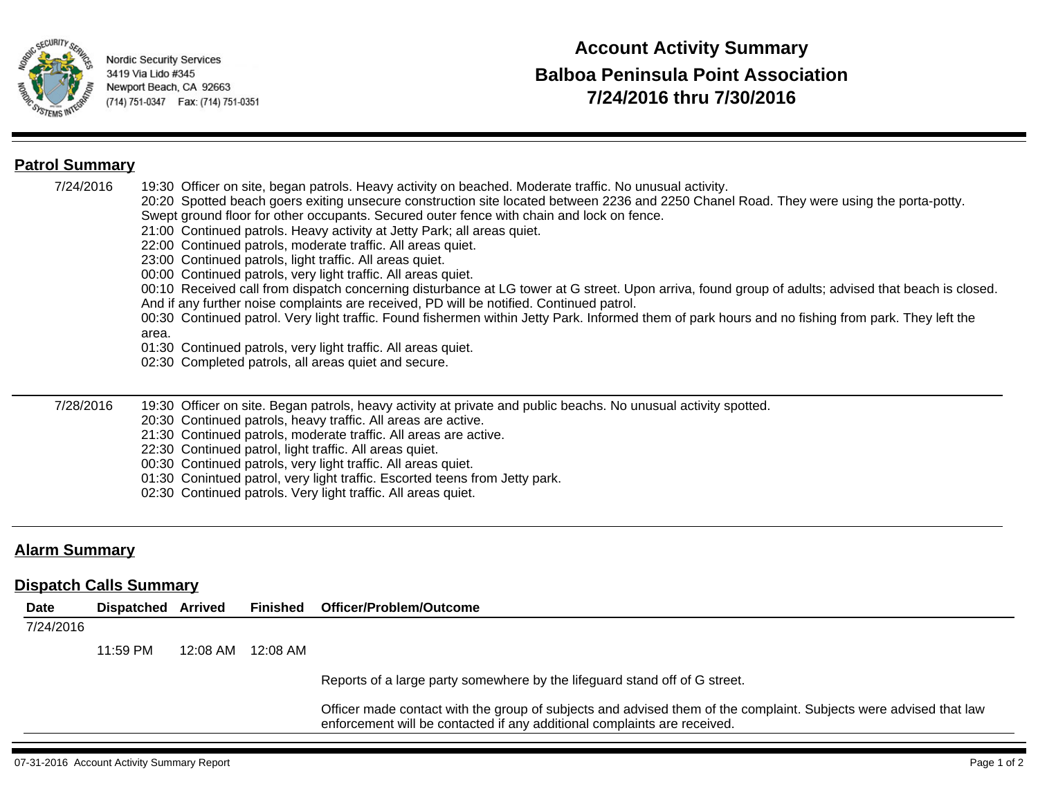Nordic Security Services
3419 Via Lido #345
Newport Beach, CA 92663
(714) 751-0347 Fax: (714) 751-0351

# Account Activity Summary
# Balboa Peninsula Point Association
# 7/24/2016 thru 7/30/2016

## Patrol Summary

**7/24/2016**

19:30 Officer on site, began patrols. Heavy activity on beached. Moderate traffic. No unusual activity.
20:20 Spotted beach goers exiting unsecure construction site located between 2236 and 2250 Chanel Road. They were using the porta-potty. Swept ground floor for other occupants. Secured outer fence with chain and lock on fence.
21:00 Continued patrols. Heavy activity at Jetty Park; all areas quiet.
22:00 Continued patrols, moderate traffic. All areas quiet.
23:00 Continued patrols, light traffic. All areas quiet.
00:00 Continued patrols, very light traffic. All areas quiet.
00:10 Received call from dispatch concerning disturbance at LG tower at G street. Upon arriva, found group of adults; advised that beach is closed. And if any further noise complaints are received, PD will be notified. Continued patrol.
00:30 Continued patrol. Very light traffic. Found fishermen within Jetty Park. Informed them of park hours and no fishing from park. They left the area.
01:30 Continued patrols, very light traffic. All areas quiet.
02:30 Completed patrols, all areas quiet and secure.

**7/28/2016**

19:30 Officer on site. Began patrols, heavy activity at private and public beachs. No unusual activity spotted.
20:30 Continued patrols, heavy traffic. All areas are active.
21:30 Continued patrols, moderate traffic. All areas are active.
22:30 Continued patrol, light traffic. All areas quiet.
00:30 Continued patrols, very light traffic. All areas quiet.
01:30 Conintued patrol, very light traffic. Escorted teens from Jetty park.
02:30 Continued patrols. Very light traffic. All areas quiet.

## Alarm Summary

## Dispatch Calls Summary

| Date | Dispatched | Arrived | Finished | Officer/Problem/Outcome |
|---|---|---|---|---|
| 7/24/2016 | | | | |
| | 11:59 PM | 12:08 AM | 12:08 AM | |
| | | | | Reports of a large party somewhere by the lifeguard stand off of G street. |
| | | | | Officer made contact with the group of subjects and advised them of the complaint. Subjects were advised that law enforcement will be contacted if any additional complaints are received. |

07-31-2016 Account Activity Summary Report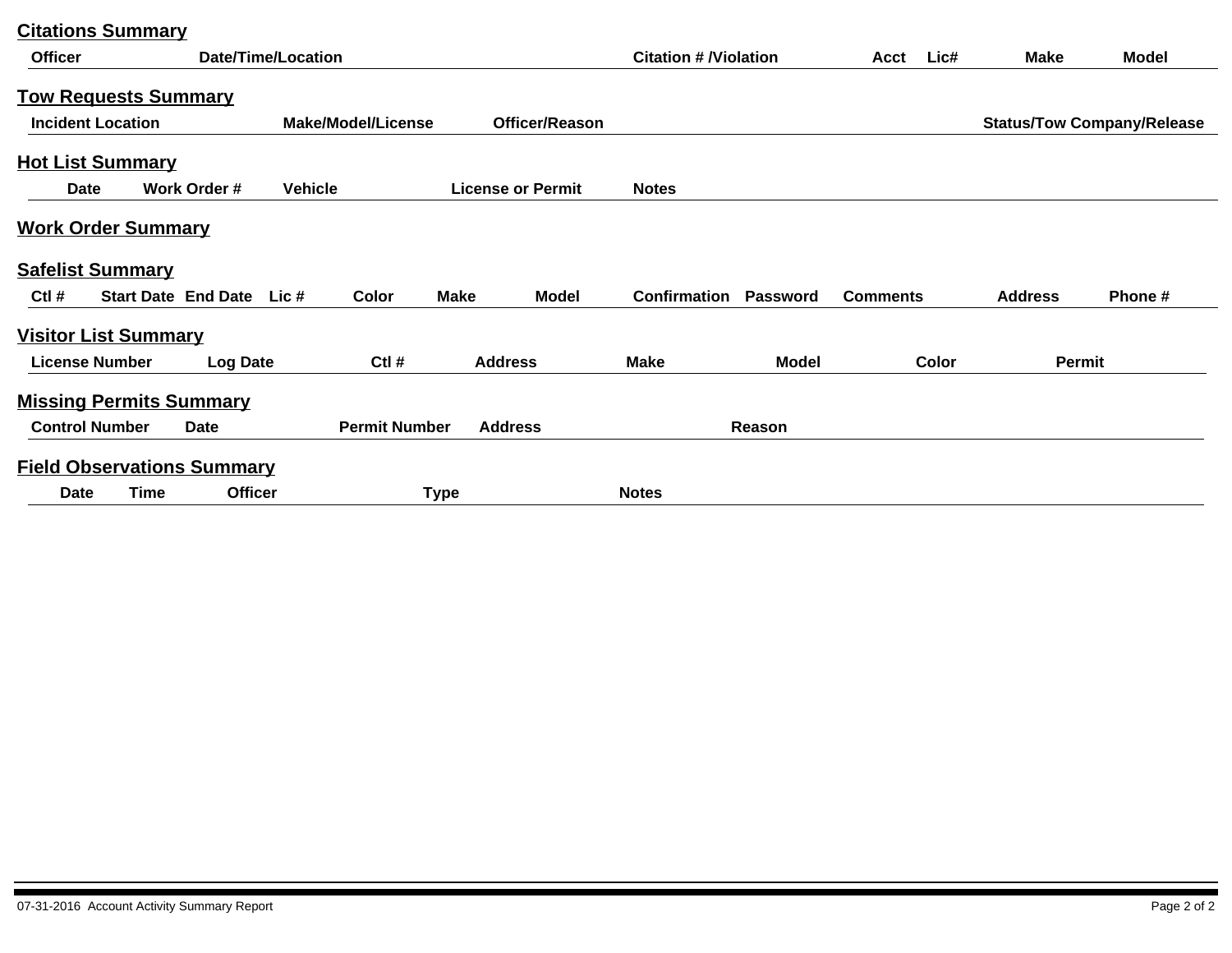## Citations Summary

| Officer | Date/Time/Location | Citation # /Violation | Acct | Lic# | Make | Model |
| --- | --- | --- | --- | --- | --- | --- |

## Tow Requests Summary

| Incident Location | Make/Model/License | Officer/Reason | Status/Tow Company/Release |
| --- | --- | --- | --- |

## Hot List Summary

| Date | Work Order # | Vehicle | License or Permit | Notes |
| --- | --- | --- | --- | --- |

## Work Order Summary

## Safelist Summary

| Ctl # | Start Date | End Date | Lic # | Color | Make | Model | Confirmation | Password | Comments | Address | Phone # |
| --- | --- | --- | --- | --- | --- | --- | --- | --- | --- | --- | --- |

## Visitor List Summary

| License Number | Log Date | Ctl # | Address | Make | Model | Color | Permit |
| --- | --- | --- | --- | --- | --- | --- | --- |

## Missing Permits Summary

| Control Number | Date | Permit Number | Address | Reason |
| --- | --- | --- | --- | --- |

## Field Observations Summary

| Date | Time | Officer | Type | Notes |
| --- | --- | --- | --- | --- |

07-31-2016 Account Activity Summary Report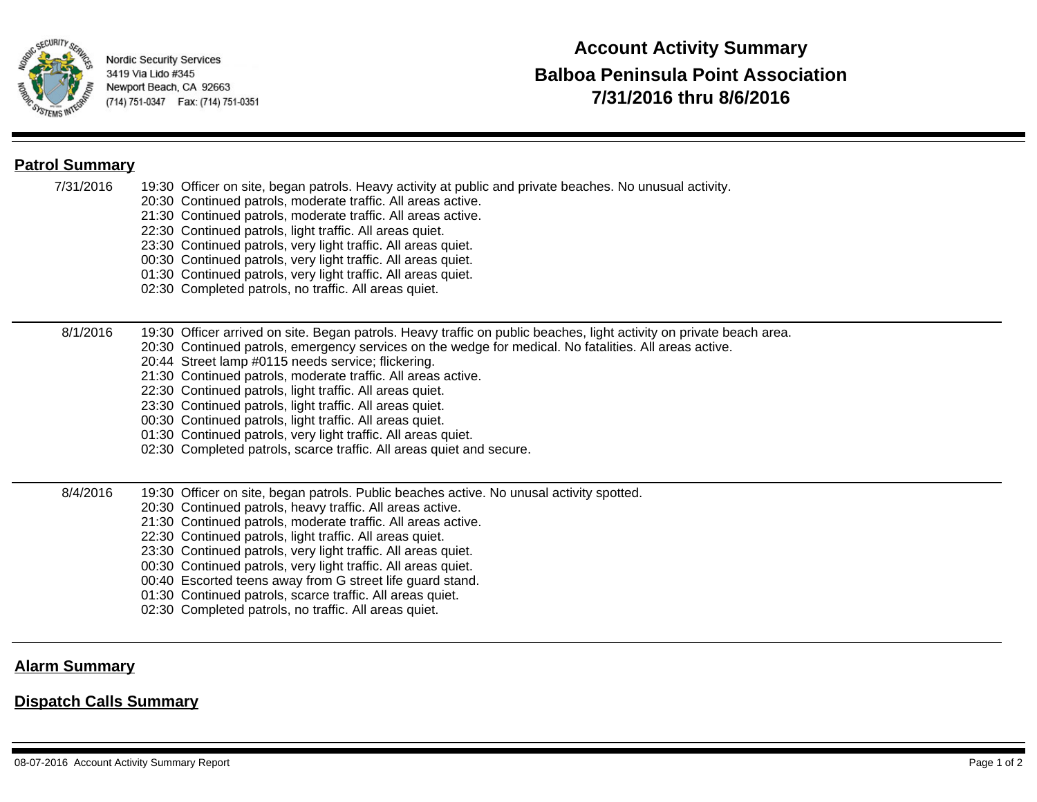Nordic Security Services
3419 Via Lido #345
Newport Beach, CA 92663
(714) 751-0347 Fax: (714) 751-0351

# Account Activity Summary
## Balboa Peninsula Point Association
## 7/31/2016 thru 8/6/2016

### Patrol Summary

**7/31/2016**

19:30 Officer on site, began patrols. Heavy activity at public and private beaches. No unusual activity.
20:30 Continued patrols, moderate traffic. All areas active.
21:30 Continued patrols, moderate traffic. All areas active.
22:30 Continued patrols, light traffic. All areas quiet.
23:30 Continued patrols, very light traffic. All areas quiet.
00:30 Continued patrols, very light traffic. All areas quiet.
01:30 Continued patrols, very light traffic. All areas quiet.
02:30 Completed patrols, no traffic. All areas quiet.

**8/1/2016**

19:30 Officer arrived on site. Began patrols. Heavy traffic on public beaches, light activity on private beach area.
20:30 Continued patrols, emergency services on the wedge for medical. No fatalities. All areas active.
20:44 Street lamp #0115 needs service; flickering.
21:30 Continued patrols, moderate traffic. All areas active.
22:30 Continued patrols, light traffic. All areas quiet.
23:30 Continued patrols, light traffic. All areas quiet.
00:30 Continued patrols, light traffic. All areas quiet.
01:30 Continued patrols, very light traffic. All areas quiet.
02:30 Completed patrols, scarce traffic. All areas quiet and secure.

**8/4/2016**

19:30 Officer on site, began patrols. Public beaches active. No unusal activity spotted.
20:30 Continued patrols, heavy traffic. All areas active.
21:30 Continued patrols, moderate traffic. All areas active.
22:30 Continued patrols, light traffic. All areas quiet.
23:30 Continued patrols, very light traffic. All areas quiet.
00:30 Continued patrols, very light traffic. All areas quiet.
00:40 Escorted teens away from G street life guard stand.
01:30 Continued patrols, scarce traffic. All areas quiet.
02:30 Completed patrols, no traffic. All areas quiet.

### Alarm Summary

### Dispatch Calls Summary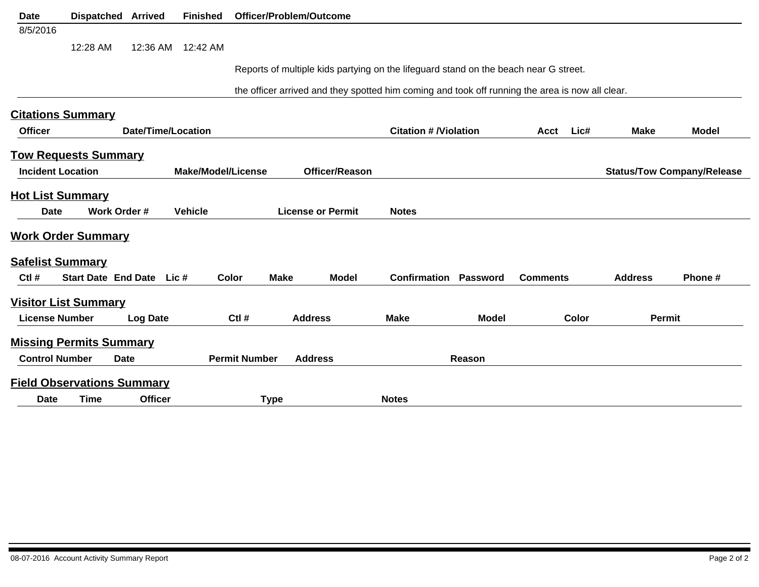| Date | Dispatched | Arrived | Finished | Officer/Problem/Outcome |
|---|---|---|---|---|
| 8/5/2016 | | | | |
| | 12:28 AM | 12:36 AM | 12:42 AM | |
| | | | | Reports of multiple kids partying on the lifeguard stand on the beach near G street. |
| | | | | the officer arrived and they spotted him coming and took off running the area is now all clear. |

## Citations Summary

| Officer | Date/Time/Location | Citation # /Violation | Acct | Lic# | Make | Model |
|---|---|---|---|---|---|---|

## Tow Requests Summary

| Incident Location | Make/Model/License | Officer/Reason | Status/Tow Company/Release |
|---|---|---|---|

## Hot List Summary

| Date | Work Order # | Vehicle | License or Permit | Notes |
|---|---|---|---|---|

## Work Order Summary

## Safelist Summary

| Ctl # | Start Date | End Date | Lic # | Color | Make | Model | Confirmation | Password | Comments | Address | Phone # |
|---|---|---|---|---|---|---|---|---|---|---|---|

## Visitor List Summary

| License Number | Log Date | Ctl # | Address | Make | Model | Color | Permit |
|---|---|---|---|---|---|---|---|

## Missing Permits Summary

| Control Number | Date | Permit Number | Address | Reason |
|---|---|---|---|---|

## Field Observations Summary

| Date | Time | Officer | Type | Notes |
|---|---|---|---|---|

08-07-2016 Account Activity Summary Report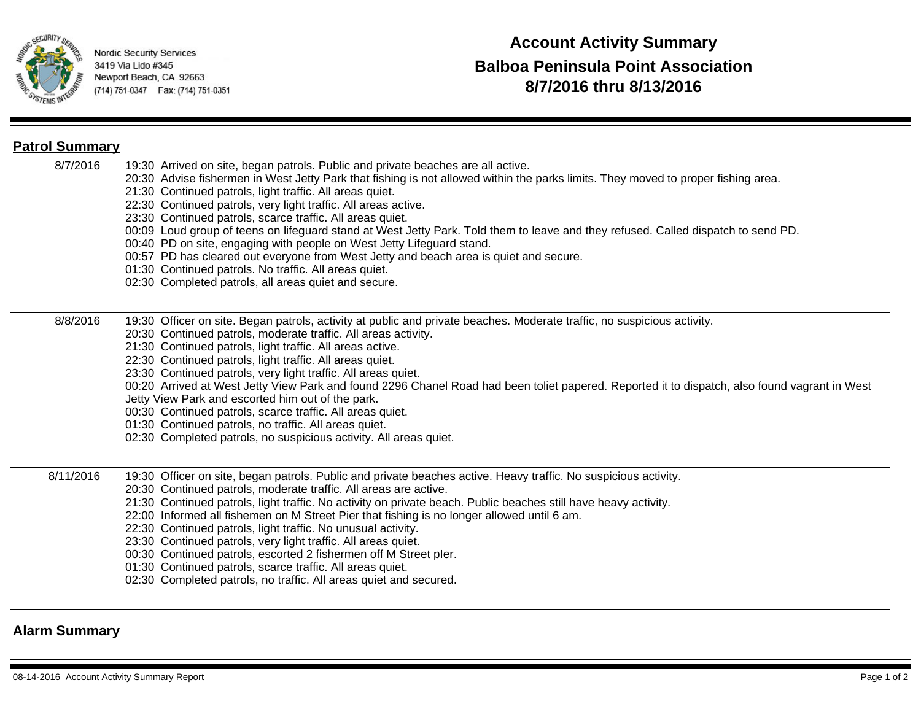Nordic Security Services
3419 Via Lido #345
Newport Beach, CA 92663
(714) 751-0347 Fax: (714) 751-0351

# Account Activity Summary
# Balboa Peninsula Point Association
# 8/7/2016 thru 8/13/2016

## Patrol Summary

**8/7/2016**

19:30 Arrived on site, began patrols. Public and private beaches are all active.
20:30 Advise fishermen in West Jetty Park that fishing is not allowed within the parks limits. They moved to proper fishing area.
21:30 Continued patrols, light traffic. All areas quiet.
22:30 Continued patrols, very light traffic. All areas active.
23:30 Continued patrols, scarce traffic. All areas quiet.
00:09 Loud group of teens on lifeguard stand at West Jetty Park. Told them to leave and they refused. Called dispatch to send PD.
00:40 PD on site, engaging with people on West Jetty Lifeguard stand.
00:57 PD has cleared out everyone from West Jetty and beach area is quiet and secure.
01:30 Continued patrols. No traffic. All areas quiet.
02:30 Completed patrols, all areas quiet and secure.

**8/8/2016**

19:30 Officer on site. Began patrols, activity at public and private beaches. Moderate traffic, no suspicious activity.
20:30 Continued patrols, moderate traffic. All areas activity.
21:30 Continued patrols, light traffic. All areas active.
22:30 Continued patrols, light traffic. All areas quiet.
23:30 Continued patrols, very light traffic. All areas quiet.
00:20 Arrived at West Jetty View Park and found 2296 Chanel Road had been toliet papered. Reported it to dispatch, also found vagrant in West Jetty View Park and escorted him out of the park.
00:30 Continued patrols, scarce traffic. All areas quiet.
01:30 Continued patrols, no traffic. All areas quiet.
02:30 Completed patrols, no suspicious activity. All areas quiet.

**8/11/2016**

19:30 Officer on site, began patrols. Public and private beaches active. Heavy traffic. No suspicious activity.
20:30 Continued patrols, moderate traffic. All areas are active.
21:30 Continued patrols, light traffic. No activity on private beach. Public beaches still have heavy activity.
22:00 Informed all fishemen on M Street Pier that fishing is no longer allowed until 6 am.
22:30 Continued patrols, light traffic. No unusual activity.
23:30 Continued patrols, very light traffic. All areas quiet.
00:30 Continued patrols, escorted 2 fishermen off M Street pIer.
01:30 Continued patrols, scarce traffic. All areas quiet.
02:30 Completed patrols, no traffic. All areas quiet and secured.

## Alarm Summary

08-14-2016 Account Activity Summary Report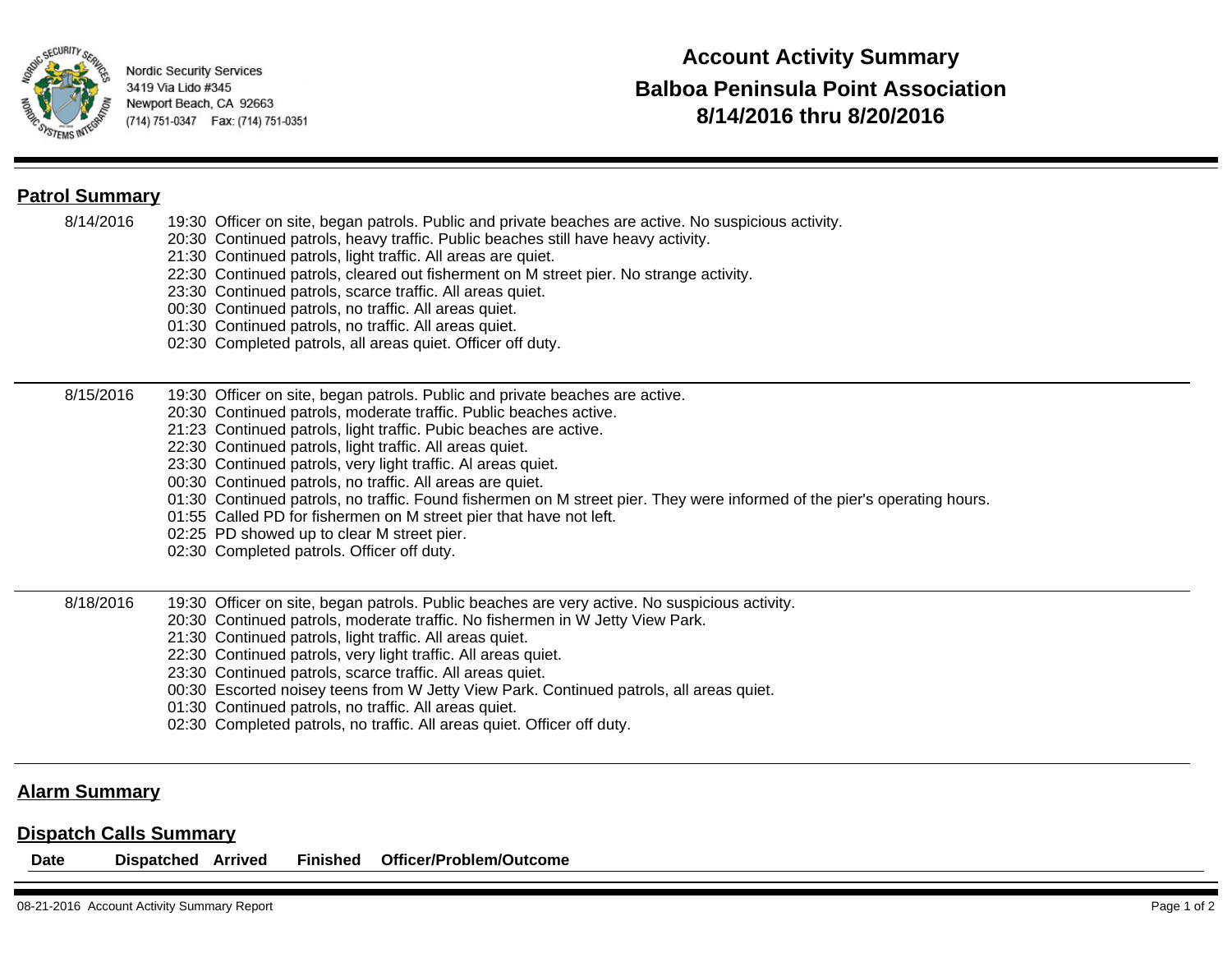Nordic Security Services
3419 Via Lido #345
Newport Beach, CA 92663
(714) 751-0347 Fax: (714) 751-0351

# Account Activity Summary
# Balboa Peninsula Point Association
# 8/14/2016 thru 8/20/2016

## Patrol Summary

**8/14/2016**

19:30 Officer on site, began patrols. Public and private beaches are active. No suspicious activity.
20:30 Continued patrols, heavy traffic. Public beaches still have heavy activity.
21:30 Continued patrols, light traffic. All areas are quiet.
22:30 Continued patrols, cleared out fisherment on M street pier. No strange activity.
23:30 Continued patrols, scarce traffic. All areas quiet.
00:30 Continued patrols, no traffic. All areas quiet.
01:30 Continued patrols, no traffic. All areas quiet.
02:30 Completed patrols, all areas quiet. Officer off duty.

---

**8/15/2016**

19:30 Officer on site, began patrols. Public and private beaches are active.
20:30 Continued patrols, moderate traffic. Public beaches active.
21:23 Continued patrols, light traffic. Pubic beaches are active.
22:30 Continued patrols, light traffic. All areas quiet.
23:30 Continued patrols, very light traffic. Al areas quiet.
00:30 Continued patrols, no traffic. All areas are quiet.
01:30 Continued patrols, no traffic. Found fishermen on M street pier. They were informed of the pier's operating hours.
01:55 Called PD for fishermen on M street pier that have not left.
02:25 PD showed up to clear M street pier.
02:30 Completed patrols. Officer off duty.

---

**8/18/2016**

19:30 Officer on site, began patrols. Public beaches are very active. No suspicious activity.
20:30 Continued patrols, moderate traffic. No fishermen in W Jetty View Park.
21:30 Continued patrols, light traffic. All areas quiet.
22:30 Continued patrols, very light traffic. All areas quiet.
23:30 Continued patrols, scarce traffic. All areas quiet.
00:30 Escorted noisey teens from W Jetty View Park. Continued patrols, all areas quiet.
01:30 Continued patrols, no traffic. All areas quiet.
02:30 Completed patrols, no traffic. All areas quiet. Officer off duty.

---

## Alarm Summary

## Dispatch Calls Summary

| Date | Dispatched | Arrived | Finished | Officer/Problem/Outcome |
|---|---|---|---|---|

08-21-2016 Account Activity Summary Report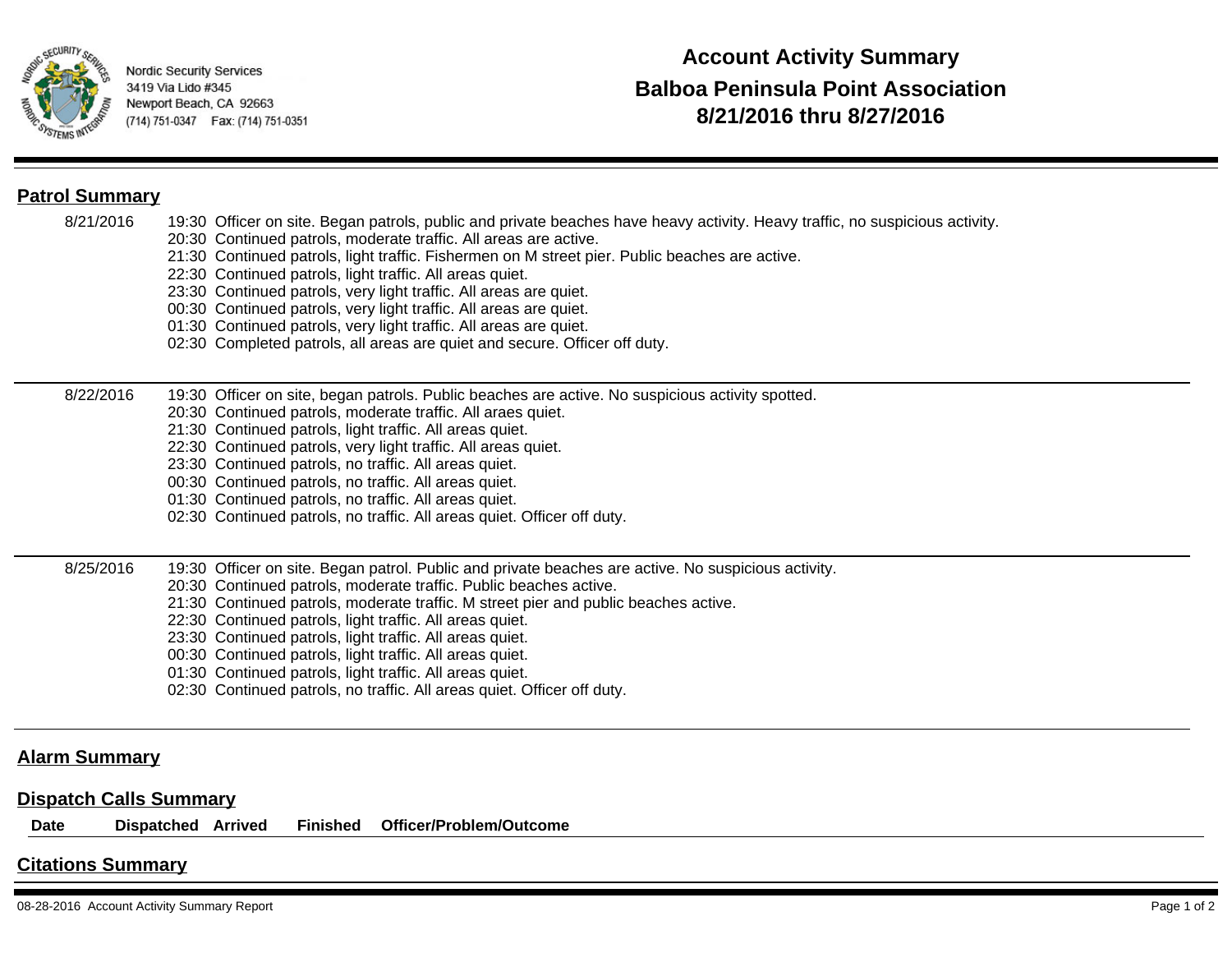Nordic Security Services
3419 Via Lido #345
Newport Beach, CA 92663
(714) 751-0347 Fax: (714) 751-0351

# Account Activity Summary
# Balboa Peninsula Point Association
# 8/21/2016 thru 8/27/2016

## Patrol Summary

**8/21/2016**

19:30 Officer on site. Began patrols, public and private beaches have heavy activity. Heavy traffic, no suspicious activity.
20:30 Continued patrols, moderate traffic. All areas are active.
21:30 Continued patrols, light traffic. Fishermen on M street pier. Public beaches are active.
22:30 Continued patrols, light traffic. All areas quiet.
23:30 Continued patrols, very light traffic. All areas are quiet.
00:30 Continued patrols, very light traffic. All areas are quiet.
01:30 Continued patrols, very light traffic. All areas are quiet.
02:30 Completed patrols, all areas are quiet and secure. Officer off duty.

---

**8/22/2016**

19:30 Officer on site, began patrols. Public beaches are active. No suspicious activity spotted.
20:30 Continued patrols, moderate traffic. All araes quiet.
21:30 Continued patrols, light traffic. All areas quiet.
22:30 Continued patrols, very light traffic. All areas quiet.
23:30 Continued patrols, no traffic. All areas quiet.
00:30 Continued patrols, no traffic. All areas quiet.
01:30 Continued patrols, no traffic. All areas quiet.
02:30 Continued patrols, no traffic. All areas quiet. Officer off duty.

---

**8/25/2016**

19:30 Officer on site. Began patrol. Public and private beaches are active. No suspicious activity.
20:30 Continued patrols, moderate traffic. Public beaches active.
21:30 Continued patrols, moderate traffic. M street pier and public beaches active.
22:30 Continued patrols, light traffic. All areas quiet.
23:30 Continued patrols, light traffic. All areas quiet.
00:30 Continued patrols, light traffic. All areas quiet.
01:30 Continued patrols, light traffic. All areas quiet.
02:30 Continued patrols, no traffic. All areas quiet. Officer off duty.

---

## Alarm Summary

## Dispatch Calls Summary

| Date | Dispatched | Arrived | Finished | Officer/Problem/Outcome |
|---|---|---|---|---|

## Citations Summary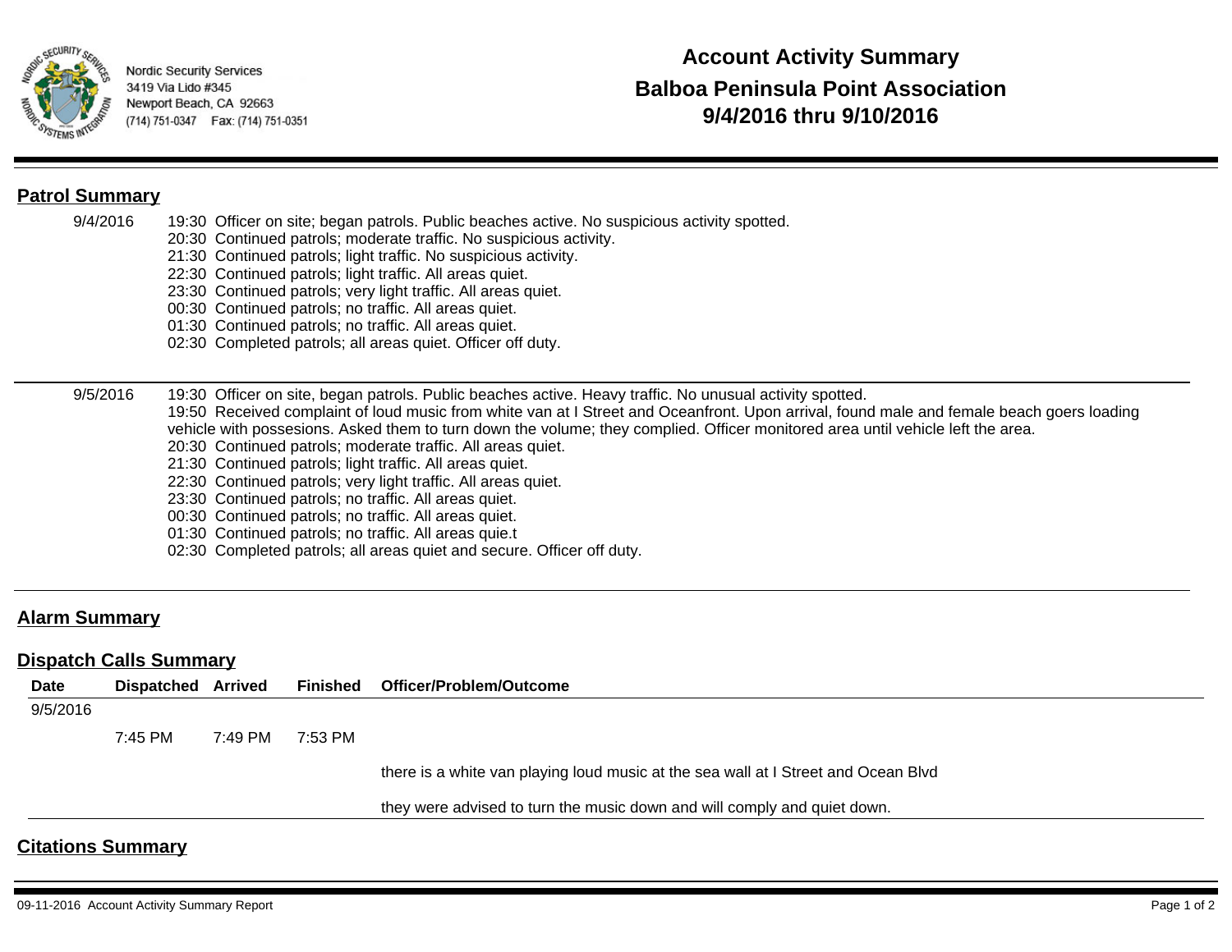Nordic Security Services
3419 Via Lido #345
Newport Beach, CA 92663
(714) 751-0347 Fax: (714) 751-0351

# Account Activity Summary
# Balboa Peninsula Point Association
# 9/4/2016 thru 9/10/2016

## Patrol Summary

**9/4/2016**

19:30 Officer on site; began patrols. Public beaches active. No suspicious activity spotted.
20:30 Continued patrols; moderate traffic. No suspicious activity.
21:30 Continued patrols; light traffic. No suspicious activity.
22:30 Continued patrols; light traffic. All areas quiet.
23:30 Continued patrols; very light traffic. All areas quiet.
00:30 Continued patrols; no traffic. All areas quiet.
01:30 Continued patrols; no traffic. All areas quiet.
02:30 Completed patrols; all areas quiet. Officer off duty.

**9/5/2016**

19:30 Officer on site, began patrols. Public beaches active. Heavy traffic. No unusual activity spotted.
19:50 Received complaint of loud music from white van at I Street and Oceanfront. Upon arrival, found male and female beach goers loading vehicle with possesions. Asked them to turn down the volume; they complied. Officer monitored area until vehicle left the area.
20:30 Continued patrols; moderate traffic. All areas quiet.
21:30 Continued patrols; light traffic. All areas quiet.
22:30 Continued patrols; very light traffic. All areas quiet.
23:30 Continued patrols; no traffic. All areas quiet.
00:30 Continued patrols; no traffic. All areas quiet.
01:30 Continued patrols; no traffic. All areas quie.t
02:30 Completed patrols; all areas quiet and secure. Officer off duty.

## Alarm Summary

## Dispatch Calls Summary

| Date | Dispatched | Arrived | Finished | Officer/Problem/Outcome |
|---|---|---|---|---|
| 9/5/2016 | | | | |
| | 7:45 PM | 7:49 PM | 7:53 PM | |
| | | | | there is a white van playing loud music at the sea wall at I Street and Ocean Blvd |
| | | | | they were advised to turn the music down and will comply and quiet down. |

## Citations Summary

09-11-2016 Account Activity Summary Report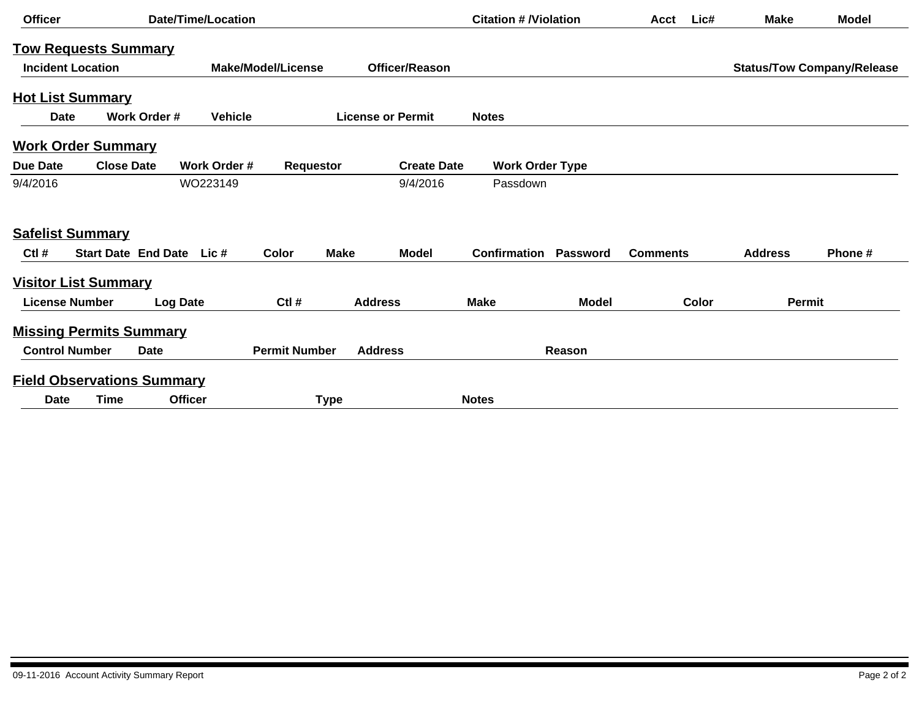| Officer | Date/Time/Location | Citation # /Violation | Acct | Lic# | Make | Model |
|---|---|---|---|---|---|---|

## Tow Requests Summary

| Incident Location | Make/Model/License | Officer/Reason | Status/Tow Company/Release |
|---|---|---|---|

## Hot List Summary

| Date | Work Order # | Vehicle | License or Permit | Notes |
|---|---|---|---|---|

## Work Order Summary

| Due Date | Close Date | Work Order # | Requestor | Create Date | Work Order Type |
|---|---|---|---|---|---|
| 9/4/2016 | | WO223149 | | 9/4/2016 | Passdown |

## Safelist Summary

| Ctl # | Start Date | End Date | Lic # | Color | Make | Model | Confirmation | Password | Comments | Address | Phone # |
|---|---|---|---|---|---|---|---|---|---|---|---|

## Visitor List Summary

| License Number | Log Date | Ctl # | Address | Make | Model | Color | Permit |
|---|---|---|---|---|---|---|---|

## Missing Permits Summary

| Control Number | Date | Permit Number | Address | Reason |
|---|---|---|---|---|

## Field Observations Summary

| Date | Time | Officer | Type | Notes |
|---|---|---|---|---|

09-11-2016 Account Activity Summary Report